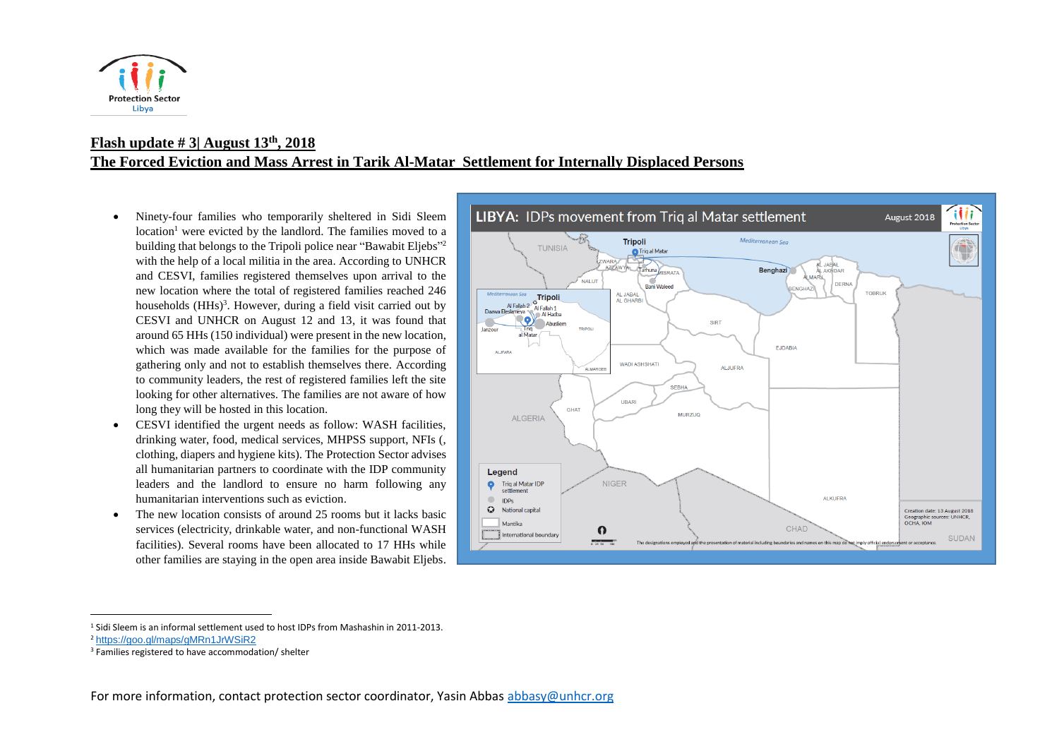Protection Sector Libya

## Flash update # 3| August 13th, 2018

## The Forced Eviction and Mass Arrest in Tarik Al-Matar Settlement for Internally Displaced Persons

- Ninety-four families who temporarily sheltered in Sidi Sleem location[1] were evicted by the landlord. The families moved to a building that belongs to the Tripoli police near "Bawabit Eljebs"[2] with the help of a local militia in the area. According to UNHCR and CESVI, families registered themselves upon arrival to the new location where the total of registered families reached 246 households (HHs)[3]. However, during a field visit carried out by CESVI and UNHCR on August 12 and 13, it was found that around 65 HHs (150 individual) were present in the new location, which was made available for the families for the purpose of gathering only and not to establish themselves there. According to community leaders, the rest of registered families left the site looking for other alternatives. The families are not aware of how long they will be hosted in this location.
- CESVI identified the urgent needs as follow: WASH facilities, drinking water, food, medical services, MHPSS support, NFIs (, clothing, diapers and hygiene kits). The Protection Sector advises all humanitarian partners to coordinate with the IDP community leaders and the landlord to ensure no harm following any humanitarian interventions such as eviction.
- The new location consists of around 25 rooms but it lacks basic services (electricity, drinkable water, and non-functional WASH facilities). Several rooms have been allocated to 17 HHs while other families are staying in the open area inside Bawabit Eljebs.

**LIBYA: IDPs movement from Triq al Matar settlement** — August 2018

Legend: Triq al Matar IDP settlement; IDPs; National capital; Mantika; International boundary

Creation date: 13 August 2018. Geographic sources: UNHCR, OCHA, IOM

The designations employed and the presentation of material including boundaries and names on this map do not imply official endorsement or acceptance.

---

[1] Sidi Sleem is an informal settlement used to host IDPs from Mashashin in 2011-2013.

[2] https://goo.gl/maps/gMRn1JrWSiR2

[3] Families registered to have accommodation/ shelter

For more information, contact protection sector coordinator, Yasin Abbas abbasy@unhcr.org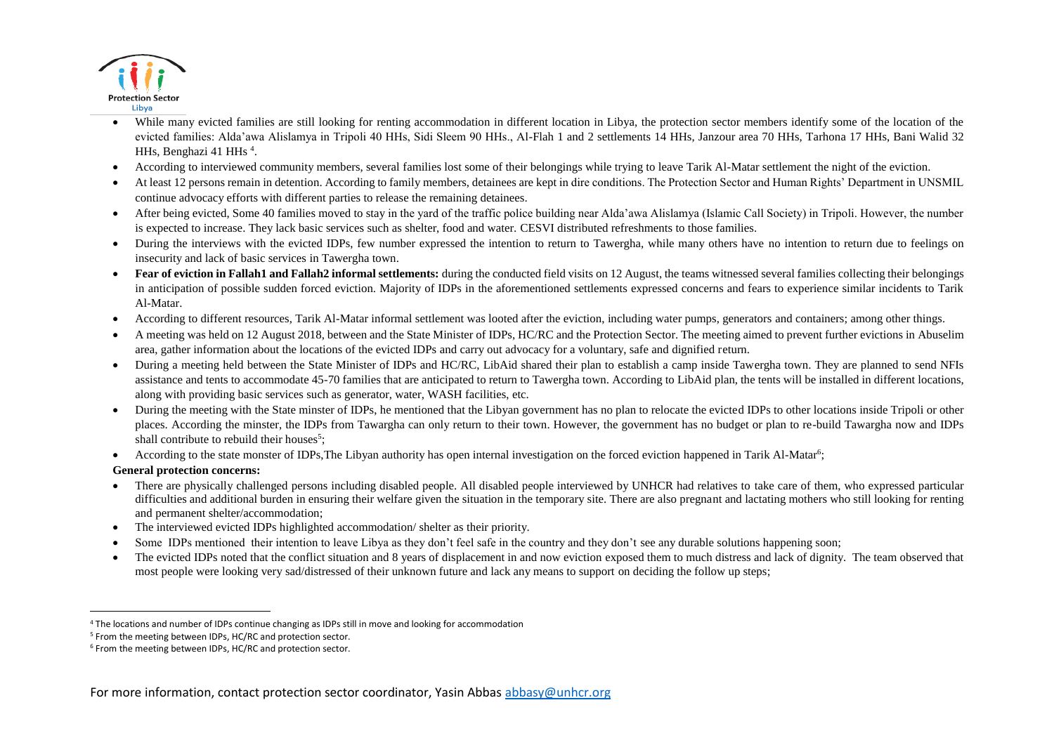- While many evicted families are still looking for renting accommodation in different location in Libya, the protection sector members identify some of the location of the evicted families: Alda'awa Alislamya in Tripoli 40 HHs, Sidi Sleem 90 HHs., Al-Flah 1 and 2 settlements 14 HHs, Janzour area 70 HHs, Tarhona 17 HHs, Bani Walid 32 HHs, Benghazi 41 HHs [4].
- According to interviewed community members, several families lost some of their belongings while trying to leave Tarik Al-Matar settlement the night of the eviction.
- At least 12 persons remain in detention. According to family members, detainees are kept in dire conditions. The Protection Sector and Human Rights' Department in UNSMIL continue advocacy efforts with different parties to release the remaining detainees.
- After being evicted, Some 40 families moved to stay in the yard of the traffic police building near Alda'awa Alislamya (Islamic Call Society) in Tripoli. However, the number is expected to increase. They lack basic services such as shelter, food and water. CESVI distributed refreshments to those families.
- During the interviews with the evicted IDPs, few number expressed the intention to return to Tawergha, while many others have no intention to return due to feelings on insecurity and lack of basic services in Tawergha town.
- **Fear of eviction in Fallah1 and Fallah2 informal settlements:** during the conducted field visits on 12 August, the teams witnessed several families collecting their belongings in anticipation of possible sudden forced eviction. Majority of IDPs in the aforementioned settlements expressed concerns and fears to experience similar incidents to Tarik Al-Matar.
- According to different resources, Tarik Al-Matar informal settlement was looted after the eviction, including water pumps, generators and containers; among other things.
- A meeting was held on 12 August 2018, between and the State Minister of IDPs, HC/RC and the Protection Sector. The meeting aimed to prevent further evictions in Abuselim area, gather information about the locations of the evicted IDPs and carry out advocacy for a voluntary, safe and dignified return.
- During a meeting held between the State Minister of IDPs and HC/RC, LibAid shared their plan to establish a camp inside Tawergha town. They are planned to send NFIs assistance and tents to accommodate 45-70 families that are anticipated to return to Tawergha town. According to LibAid plan, the tents will be installed in different locations, along with providing basic services such as generator, water, WASH facilities, etc.
- During the meeting with the State minster of IDPs, he mentioned that the Libyan government has no plan to relocate the evicted IDPs to other locations inside Tripoli or other places. According the minster, the IDPs from Tawargha can only return to their town. However, the government has no budget or plan to re-build Tawargha now and IDPs shall contribute to rebuild their houses[5];
- According to the state monster of IDPs,The Libyan authority has open internal investigation on the forced eviction happened in Tarik Al-Matar[6];

**General protection concerns:**

- There are physically challenged persons including disabled people. All disabled people interviewed by UNHCR had relatives to take care of them, who expressed particular difficulties and additional burden in ensuring their welfare given the situation in the temporary site. There are also pregnant and lactating mothers who still looking for renting and permanent shelter/accommodation;
- The interviewed evicted IDPs highlighted accommodation/ shelter as their priority.
- Some IDPs mentioned their intention to leave Libya as they don't feel safe in the country and they don't see any durable solutions happening soon;
- The evicted IDPs noted that the conflict situation and 8 years of displacement in and now eviction exposed them to much distress and lack of dignity. The team observed that most people were looking very sad/distressed of their unknown future and lack any means to support on deciding the follow up steps;

---

[4] The locations and number of IDPs continue changing as IDPs still in move and looking for accommodation

[5] From the meeting between IDPs, HC/RC and protection sector.

[6] From the meeting between IDPs, HC/RC and protection sector.

For more information, contact protection sector coordinator, Yasin Abbas abbasy@unhcr.org